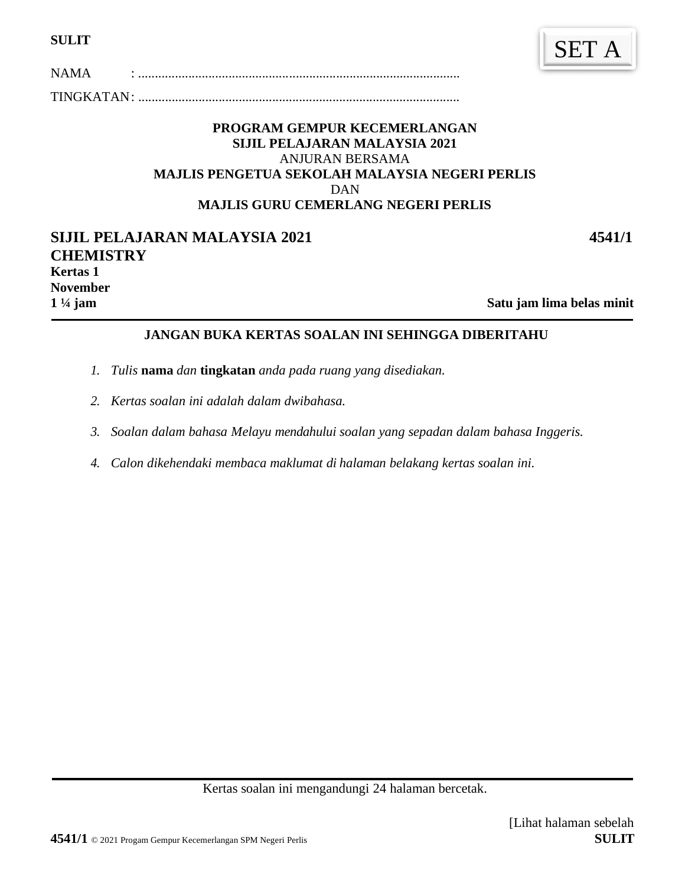**SULIT**

SET A

NAMA : ................................................................................................

TINGKATAN : ................................................................................................

**PROGRAM GEMPUR KECEMERLANGAN**
**SIJIL PELAJARAN MALAYSIA 2021**
ANJURAN BERSAMA
**MAJLIS PENGETUA SEKOLAH MALAYSIA NEGERI PERLIS**
DAN
**MAJLIS GURU CEMERLANG NEGERI PERLIS**

## SIJIL PELAJARAN MALAYSIA 2021 — 4541/1

## CHEMISTRY

**Kertas 1**
**November**
**1 ¼ jam** — **Satu jam lima belas minit**

---

**JANGAN BUKA KERTAS SOALAN INI SEHINGGA DIBERITAHU**

1. *Tulis* **nama** *dan* **tingkatan** *anda pada ruang yang disediakan.*
2. *Kertas soalan ini adalah dalam dwibahasa.*
3. *Soalan dalam bahasa Melayu mendahului soalan yang sepadan dalam bahasa Inggeris.*
4. *Calon dikehendaki membaca maklumat di halaman belakang kertas soalan ini.*

---

Kertas soalan ini mengandungi 24 halaman bercetak.

[Lihat halaman sebelah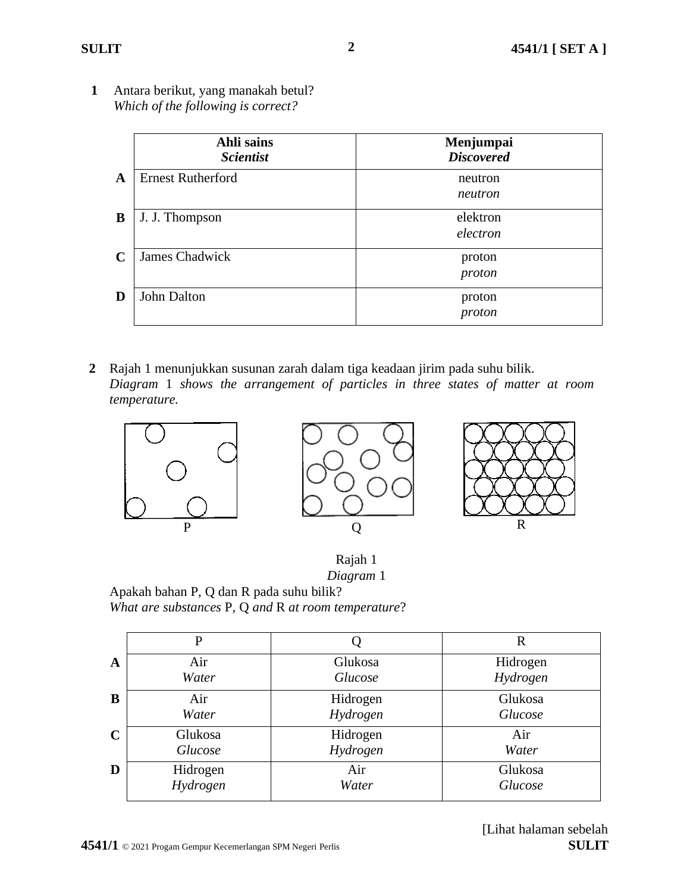**1** Antara berikut, yang manakah betul?
*Which of the following is correct?*

| | **Ahli sains** ***Scientist*** | **Menjumpai** ***Discovered*** |
|---|---|---|
| **A** | Ernest Rutherford | neutron *neutron* |
| **B** | J. J. Thompson | elektron *electron* |
| **C** | James Chadwick | proton *proton* |
| **D** | John Dalton | proton *proton* |

**2** Rajah 1 menunjukkan susunan zarah dalam tiga keadaan jirim pada suhu bilik.
*Diagram* 1 *shows the arrangement of particles in three states of matter at room temperature.*

P Q R

Rajah 1
*Diagram* 1

Apakah bahan P, Q dan R pada suhu bilik?
*What are substances* P, Q *and* R *at room temperature*?

| | P | Q | R |
|---|---|---|---|
| **A** | Air *Water* | Glukosa *Glucose* | Hidrogen *Hydrogen* |
| **B** | Air *Water* | Hidrogen *Hydrogen* | Glukosa *Glucose* |
| **C** | Glukosa *Glucose* | Hidrogen *Hydrogen* | Air *Water* |
| **D** | Hidrogen *Hydrogen* | Air *Water* | Glukosa *Glucose* |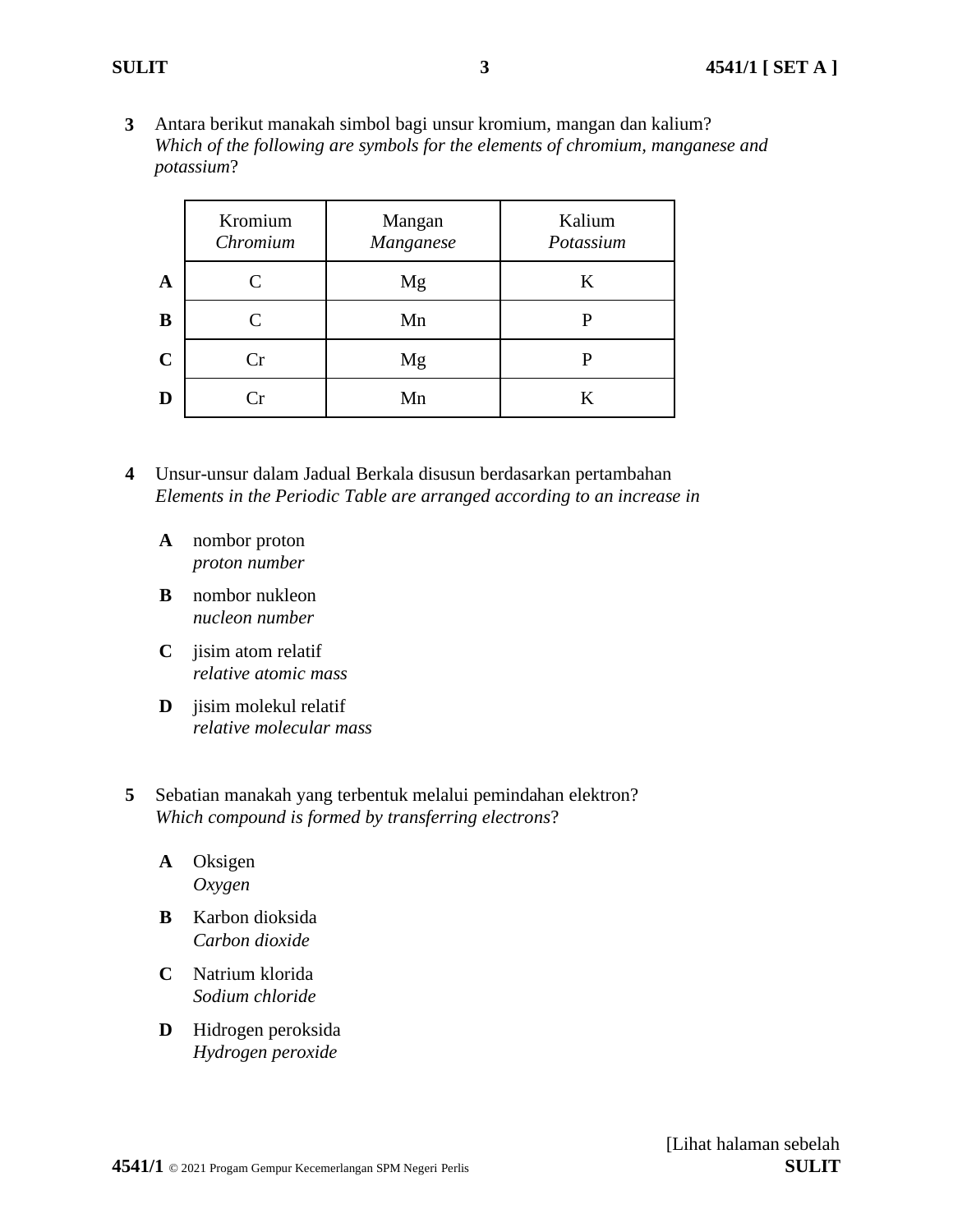**3** Antara berikut manakah simbol bagi unsur kromium, mangan dan kalium?
*Which of the following are symbols for the elements of chromium, manganese and potassium*?

| | Kromium *Chromium* | Mangan *Manganese* | Kalium *Potassium* |
|---|---|---|---|
| **A** | C | Mg | K |
| **B** | C | Mn | P |
| **C** | Cr | Mg | P |
| **D** | Cr | Mn | K |

**4** Unsur-unsur dalam Jadual Berkala disusun berdasarkan pertambahan
*Elements in the Periodic Table are arranged according to an increase in*

**A** nombor proton
*proton number*

**B** nombor nukleon
*nucleon number*

**C** jisim atom relatif
*relative atomic mass*

**D** jisim molekul relatif
*relative molecular mass*

**5** Sebatian manakah yang terbentuk melalui pemindahan elektron?
*Which compound is formed by transferring electrons*?

**A** Oksigen
*Oxygen*

**B** Karbon dioksida
*Carbon dioxide*

**C** Natrium klorida
*Sodium chloride*

**D** Hidrogen peroksida
*Hydrogen peroxide*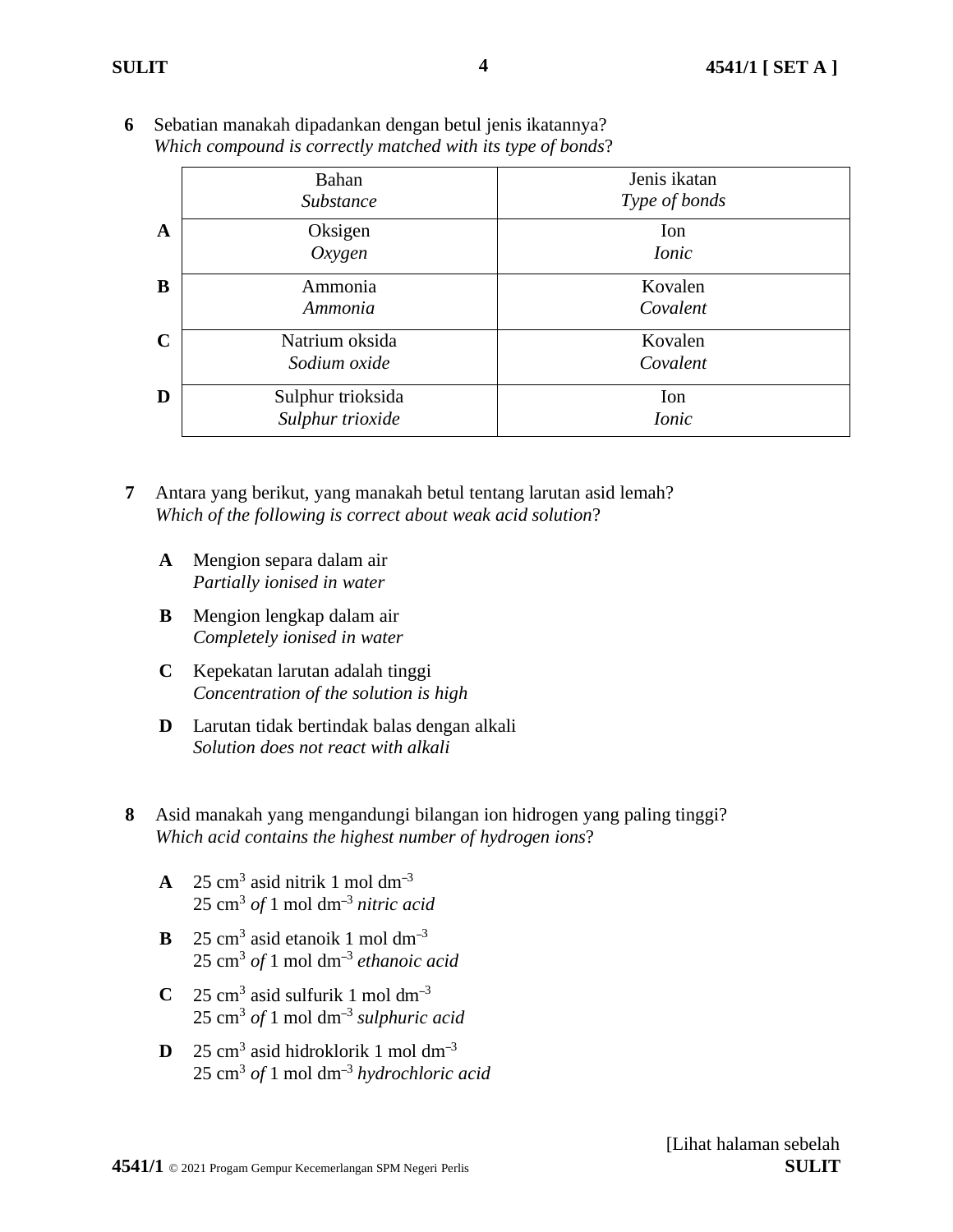**6** Sebatian manakah dipadankan dengan betul jenis ikatannya?
*Which compound is correctly matched with its type of bonds*?

| | Bahan<br>*Substance* | Jenis ikatan<br>*Type of bonds* |
|---|---|---|
| **A** | Oksigen<br>*Oxygen* | Ion<br>*Ionic* |
| **B** | Ammonia<br>*Ammonia* | Kovalen<br>*Covalent* |
| **C** | Natrium oksida<br>*Sodium oxide* | Kovalen<br>*Covalent* |
| **D** | Sulphur trioksida<br>*Sulphur trioxide* | Ion<br>*Ionic* |

**7** Antara yang berikut, yang manakah betul tentang larutan asid lemah?
*Which of the following is correct about weak acid solution*?

**A** Mengion separa dalam air
*Partially ionised in water*

**B** Mengion lengkap dalam air
*Completely ionised in water*

**C** Kepekatan larutan adalah tinggi
*Concentration of the solution is high*

**D** Larutan tidak bertindak balas dengan alkali
*Solution does not react with alkali*

**8** Asid manakah yang mengandungi bilangan ion hidrogen yang paling tinggi?
*Which acid contains the highest number of hydrogen ions*?

**A** 25 $cm^3$ asid nitrik 1 mol $dm^{-3}$
25 $cm^3$ *of* 1 mol $dm^{-3}$ *nitric acid*

**B** 25 $cm^3$ asid etanoik 1 mol $dm^{-3}$
25 $cm^3$ *of* 1 mol $dm^{-3}$ *ethanoic acid*

**C** 25 $cm^3$ asid sulfurik 1 mol $dm^{-3}$
25 $cm^3$ *of* 1 mol $dm^{-3}$ *sulphuric acid*

**D** 25 $cm^3$ asid hidroklorik 1 mol $dm^{-3}$
25 $cm^3$ *of* 1 mol $dm^{-3}$ *hydrochloric acid*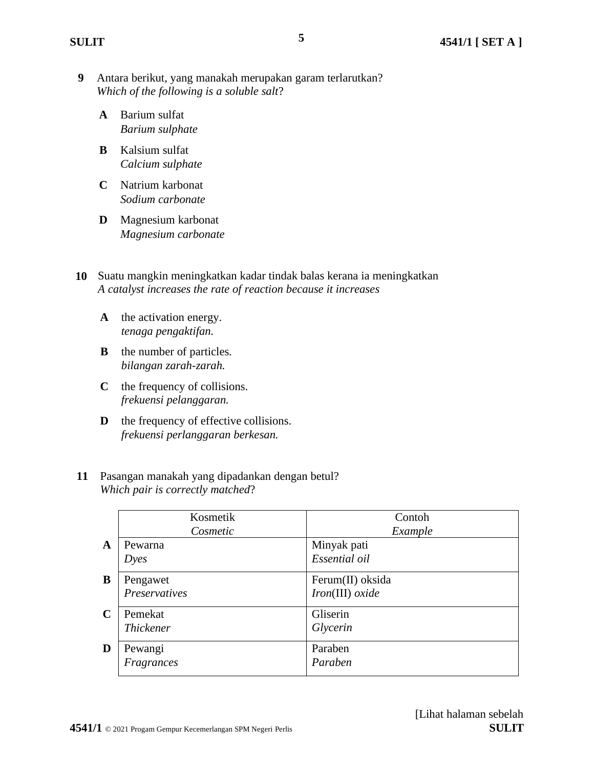**9** Antara berikut, yang manakah merupakan garam terlarutkan?
*Which of the following is a soluble salt*?

**A** Barium sulfat
*Barium sulphate*

**B** Kalsium sulfat
*Calcium sulphate*

**C** Natrium karbonat
*Sodium carbonate*

**D** Magnesium karbonat
*Magnesium carbonate*

**10** Suatu mangkin meningkatkan kadar tindak balas kerana ia meningkatkan
*A catalyst increases the rate of reaction because it increases*

**A** the activation energy.
*tenaga pengaktifan.*

**B** the number of particles.
*bilangan zarah-zarah.*

**C** the frequency of collisions.
*frekuensi pelanggaran.*

**D** the frequency of effective collisions.
*frekuensi perlanggaran berkesan.*

**11** Pasangan manakah yang dipadankan dengan betul?
*Which pair is correctly matched*?

| | Kosmetik<br>*Cosmetic* | Contoh<br>*Example* |
|---|---|---|
| **A** | Pewarna<br>*Dyes* | Minyak pati<br>*Essential oil* |
| **B** | Pengawet<br>*Preservatives* | Ferum(II) oksida<br>*Iron*(III) *oxide* |
| **C** | Pemekat<br>*Thickener* | Gliserin<br>*Glycerin* |
| **D** | Pewangi<br>*Fragrances* | Paraben<br>*Paraben* |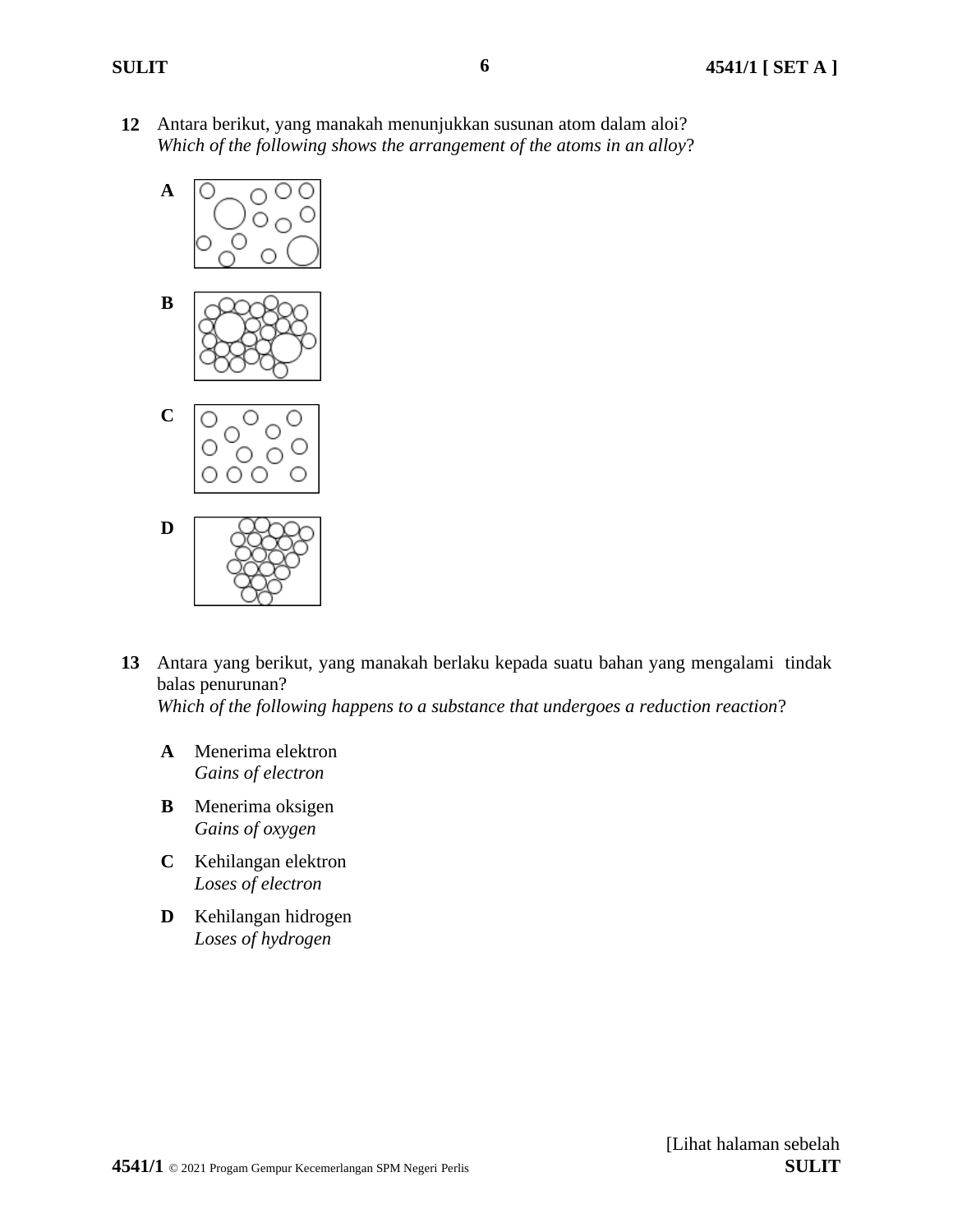**12** Antara berikut, yang manakah menunjukkan susunan atom dalam aloi?
*Which of the following shows the arrangement of the atoms in an alloy*?

**A**

**B**

**C**

**D**

**13** Antara yang berikut, yang manakah berlaku kepada suatu bahan yang mengalami tindak balas penurunan?
*Which of the following happens to a substance that undergoes a reduction reaction*?

**A** Menerima elektron
*Gains of electron*

**B** Menerima oksigen
*Gains of oxygen*

**C** Kehilangan elektron
*Loses of electron*

**D** Kehilangan hidrogen
*Loses of hydrogen*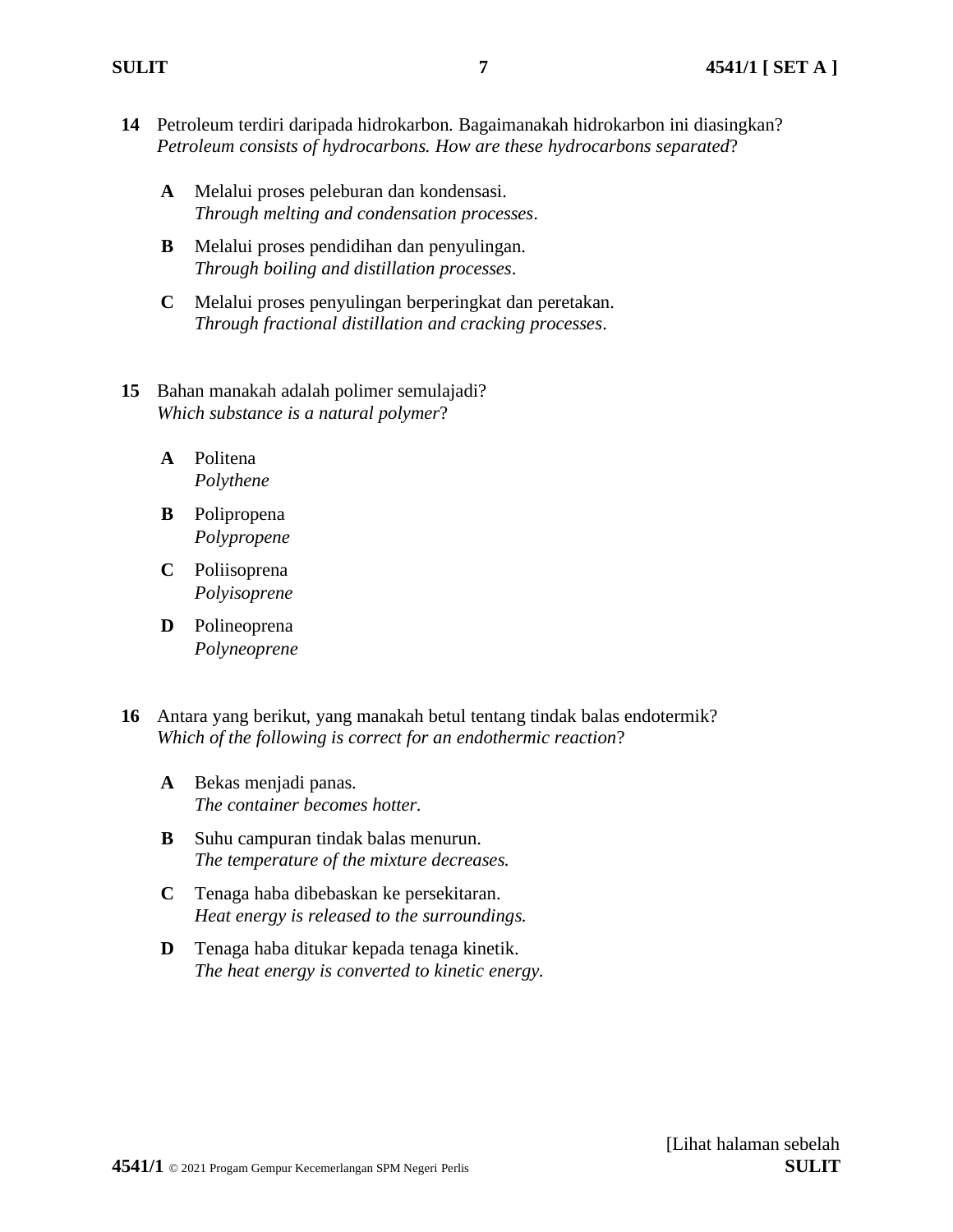**14** Petroleum terdiri daripada hidrokarbon. Bagaimanakah hidrokarbon ini diasingkan?
*Petroleum consists of hydrocarbons. How are these hydrocarbons separated*?

**A** Melalui proses peleburan dan kondensasi.
*Through melting and condensation processes*.

**B** Melalui proses pendidihan dan penyulingan.
*Through boiling and distillation processes*.

**C** Melalui proses penyulingan berperingkat dan peretakan.
*Through fractional distillation and cracking processes*.

**15** Bahan manakah adalah polimer semulajadi?
*Which substance is a natural polymer*?

**A** Politena
*Polythene*

**B** Polipropena
*Polypropene*

**C** Poliisoprena
*Polyisoprene*

**D** Polineoprena
*Polyneoprene*

**16** Antara yang berikut, yang manakah betul tentang tindak balas endotermik?
*Which of the following is correct for an endothermic reaction*?

**A** Bekas menjadi panas.
*The container becomes hotter.*

**B** Suhu campuran tindak balas menurun.
*The temperature of the mixture decreases.*

**C** Tenaga haba dibebaskan ke persekitaran.
*Heat energy is released to the surroundings.*

**D** Tenaga haba ditukar kepada tenaga kinetik.
*The heat energy is converted to kinetic energy.*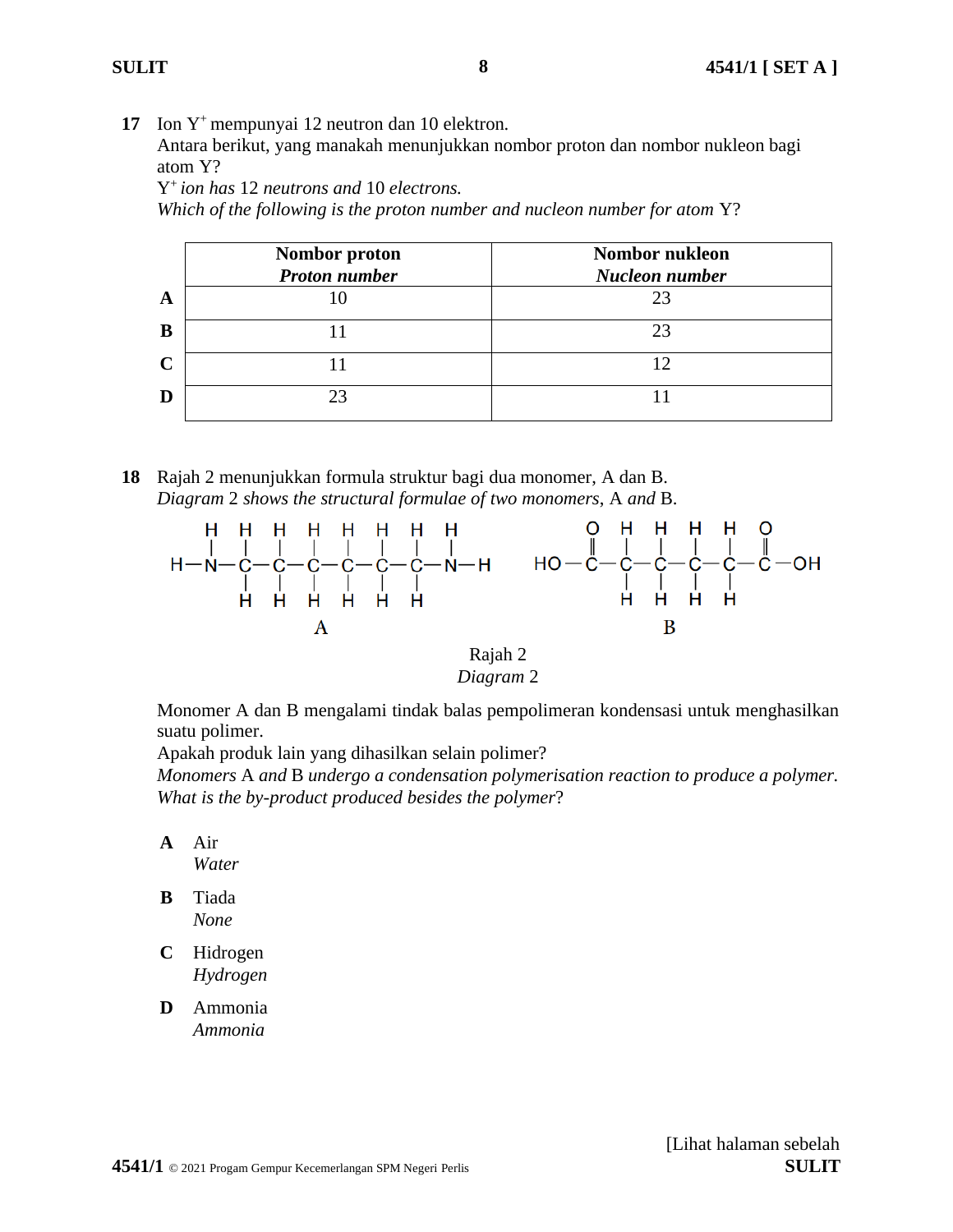**17** Ion $Y^+$ mempunyai 12 neutron dan 10 elektron.
Antara berikut, yang manakah menunjukkan nombor proton dan nombor nukleon bagi atom Y?
*$Y^+$ ion has 12 neutrons and 10 electrons.*
*Which of the following is the proton number and nucleon number for atom Y?*

| | Nombor proton *Proton number* | Nombor nukleon *Nucleon number* |
|---|---|---|
| **A** | 10 | 23 |
| **B** | 11 | 23 |
| **C** | 11 | 12 |
| **D** | 23 | 11 |

**18** Rajah 2 menunjukkan formula struktur bagi dua monomer, A dan B.
*Diagram 2 shows the structural formulae of two monomers, A and B.*

A: $H_2N-CH_2-CH_2-CH_2-CH_2-CH_2-CH_2-NH_2$

B: $HO-C(=O)-CH_2-CH_2-CH_2-CH_2-C(=O)-OH$

Rajah 2
*Diagram 2*

Monomer A dan B mengalami tindak balas pempolimeran kondensasi untuk menghasilkan suatu polimer.
Apakah produk lain yang dihasilkan selain polimer?
*Monomers A and B undergo a condensation polymerisation reaction to produce a polymer.*
*What is the by-product produced besides the polymer?*

**A** Air
*Water*

**B** Tiada
*None*

**C** Hidrogen
*Hydrogen*

**D** Ammonia
*Ammonia*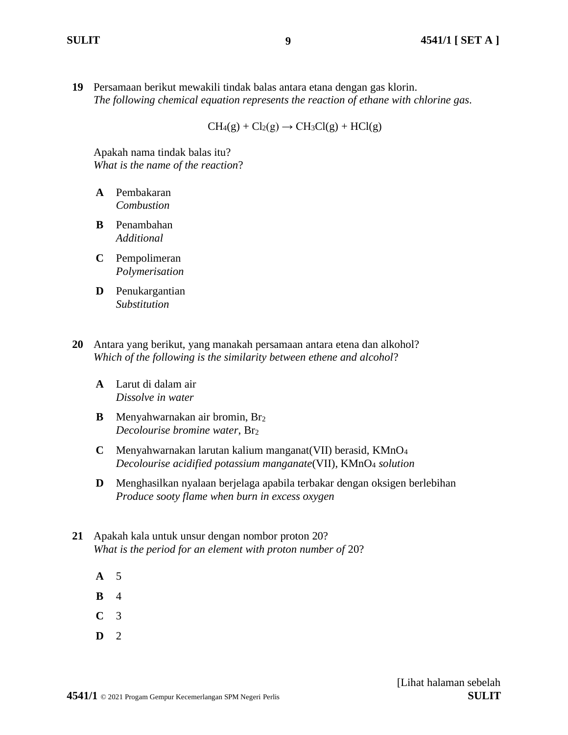**19** Persamaan berikut mewakili tindak balas antara etana dengan gas klorin.
*The following chemical equation represents the reaction of ethane with chlorine gas*.

$$CH_4(g) + Cl_2(g) \rightarrow CH_3Cl(g) + HCl(g)$$

Apakah nama tindak balas itu?
*What is the name of the reaction*?

**A** Pembakaran
*Combustion*

**B** Penambahan
*Additional*

**C** Pempolimeran
*Polymerisation*

**D** Penukargantian
*Substitution*

**20** Antara yang berikut, yang manakah persamaan antara etena dan alkohol?
*Which of the following is the similarity between ethene and alcohol*?

**A** Larut di dalam air
*Dissolve in water*

**B** Menyahwarnakan air bromin, $Br_2$
*Decolourise bromine water*, $Br_2$

**C** Menyahwarnakan larutan kalium manganat(VII) berasid, $KMnO_4$
*Decolourise acidified potassium manganate*(VII), $KMnO_4$ *solution*

**D** Menghasilkan nyalaan berjelaga apabila terbakar dengan oksigen berlebihan
*Produce sooty flame when burn in excess oxygen*

**21** Apakah kala untuk unsur dengan nombor proton 20?
*What is the period for an element with proton number of* 20?

**A** 5

**B** 4

**C** 3

**D** 2

[Lihat halaman sebelah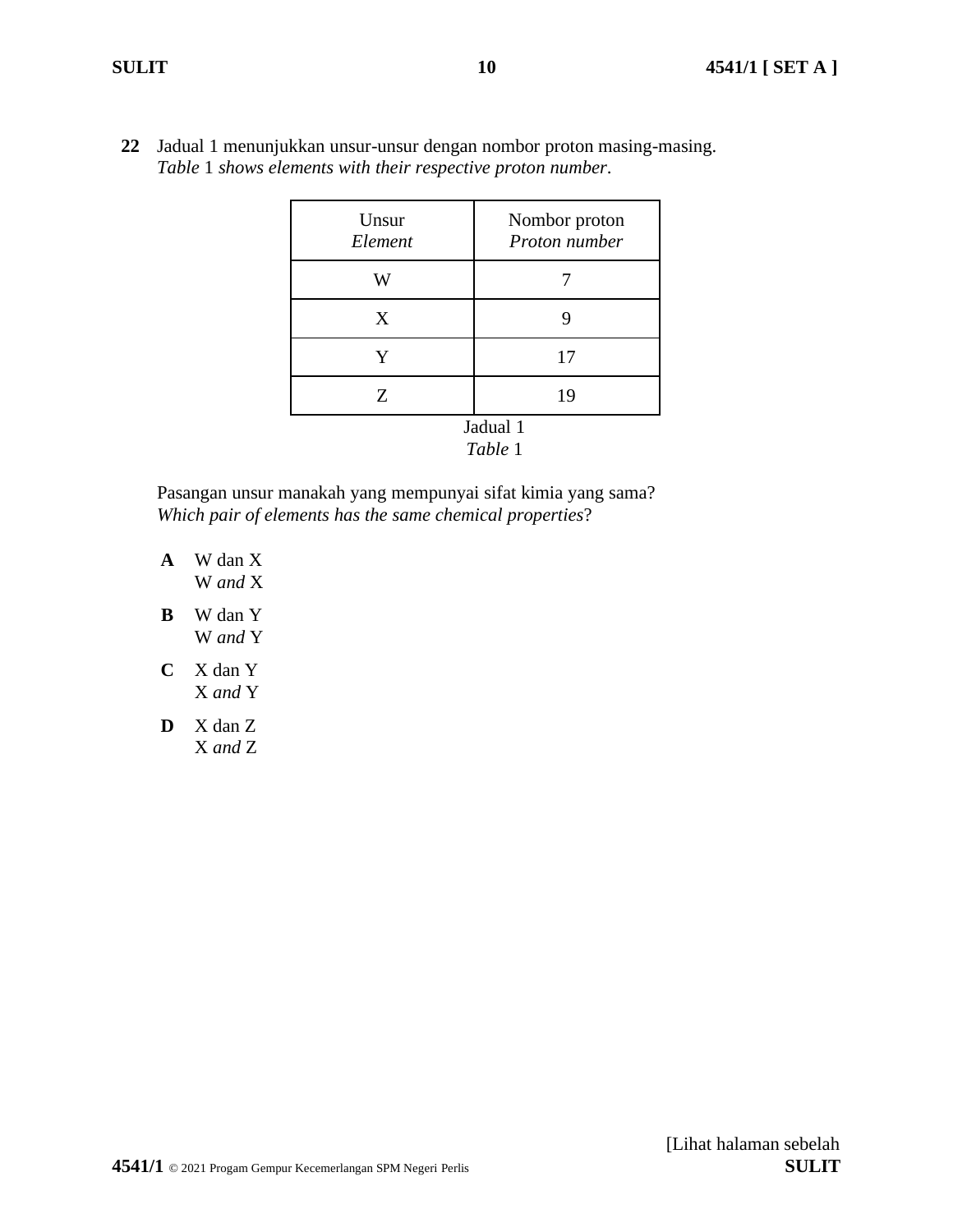**22** Jadual 1 menunjukkan unsur-unsur dengan nombor proton masing-masing.
*Table* 1 *shows elements with their respective proton number*.

| Unsur *Element* | Nombor proton *Proton number* |
|---|---|
| W | 7 |
| X | 9 |
| Y | 17 |
| Z | 19 |

Jadual 1
*Table* 1

Pasangan unsur manakah yang mempunyai sifat kimia yang sama?
*Which pair of elements has the same chemical properties*?

**A** W dan X
W *and* X

**B** W dan Y
W *and* Y

**C** X dan Y
X *and* Y

**D** X dan Z
X *and* Z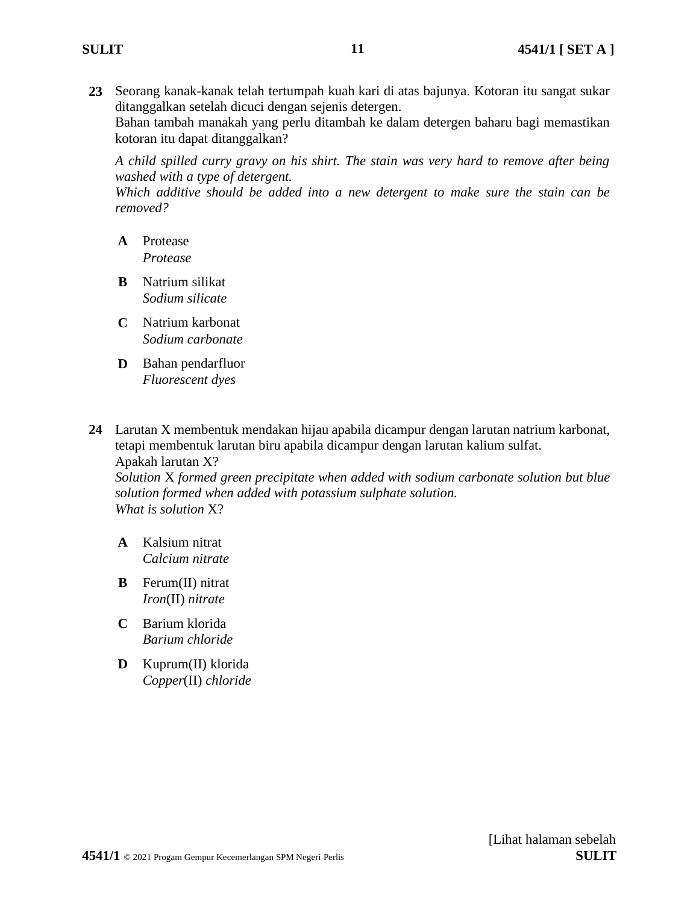**23** Seorang kanak-kanak telah tertumpah kuah kari di atas bajunya. Kotoran itu sangat sukar ditanggalkan setelah dicuci dengan sejenis detergen.
Bahan tambah manakah yang perlu ditambah ke dalam detergen baharu bagi memastikan kotoran itu dapat ditanggalkan?

*A child spilled curry gravy on his shirt. The stain was very hard to remove after being washed with a type of detergent.*
*Which additive should be added into a new detergent to make sure the stain can be removed?*

**A** Protease
*Protease*

**B** Natrium silikat
*Sodium silicate*

**C** Natrium karbonat
*Sodium carbonate*

**D** Bahan pendarfluor
*Fluorescent dyes*

**24** Larutan X membentuk mendakan hijau apabila dicampur dengan larutan natrium karbonat, tetapi membentuk larutan biru apabila dicampur dengan larutan kalium sulfat.
Apakah larutan X?
*Solution* X *formed green precipitate when added with sodium carbonate solution but blue solution formed when added with potassium sulphate solution.*
*What is solution* X?

**A** Kalsium nitrat
*Calcium nitrate*

**B** Ferum(II) nitrat
*Iron*(II) *nitrate*

**C** Barium klorida
*Barium chloride*

**D** Kuprum(II) klorida
*Copper*(II) *chloride*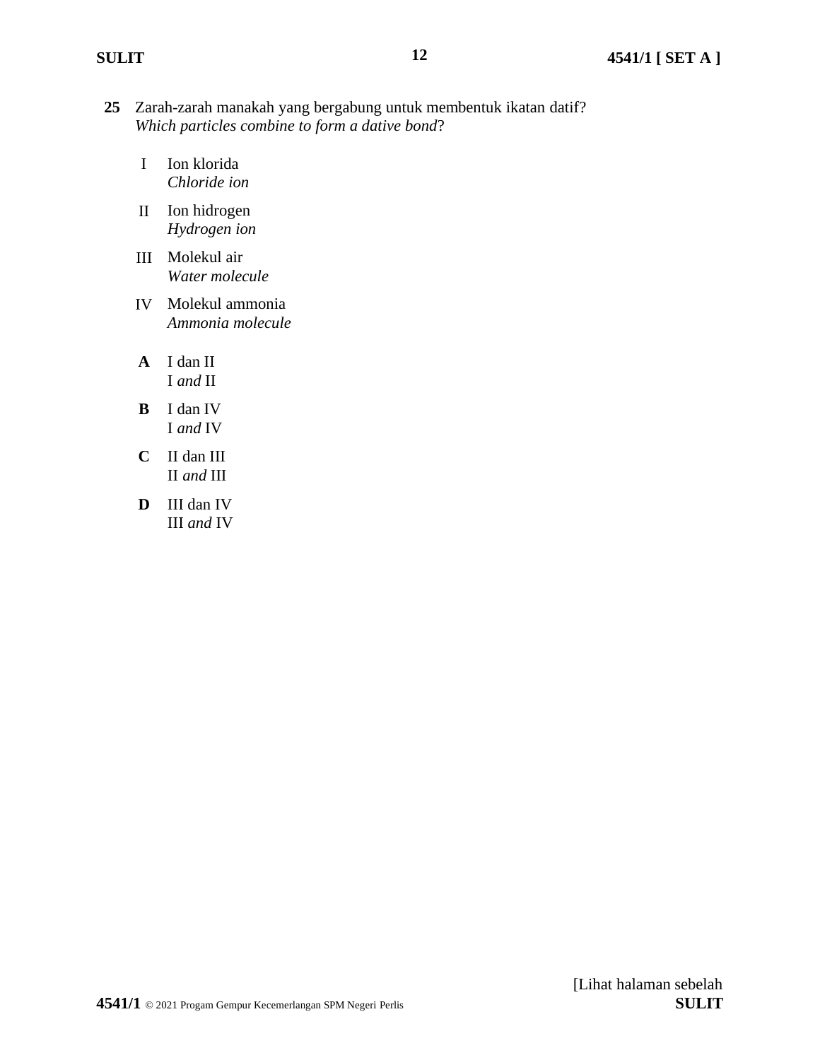**25** Zarah-zarah manakah yang bergabung untuk membentuk ikatan datif?
*Which particles combine to form a dative bond*?

I Ion klorida
*Chloride ion*

II Ion hidrogen
*Hydrogen ion*

III Molekul air
*Water molecule*

IV Molekul ammonia
*Ammonia molecule*

**A** I dan II
I *and* II

**B** I dan IV
I *and* IV

**C** II dan III
II *and* III

**D** III dan IV
III *and* IV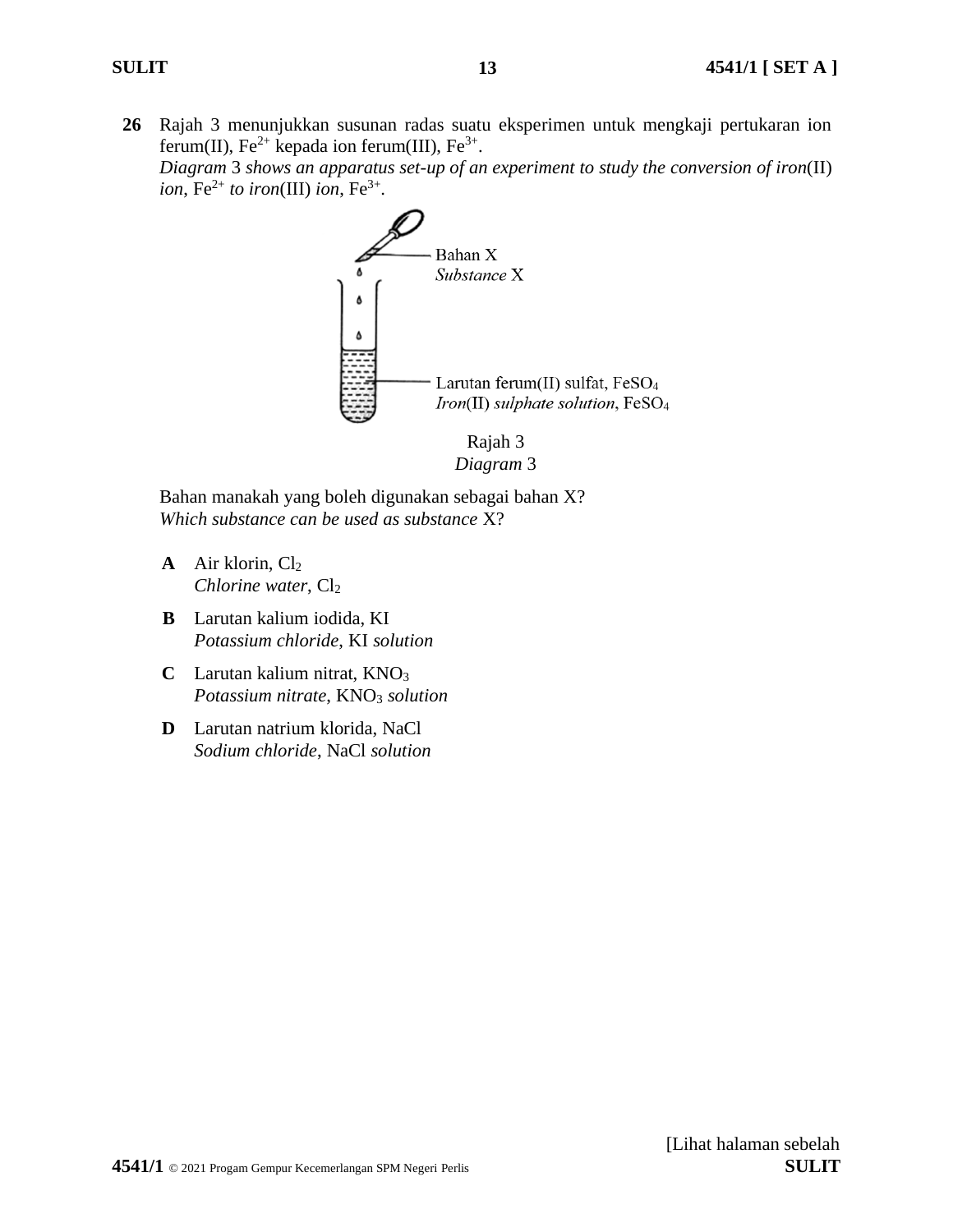**26** Rajah 3 menunjukkan susunan radas suatu eksperimen untuk mengkaji pertukaran ion ferum(II), $Fe^{2+}$ kepada ion ferum(III), $Fe^{3+}$.
*Diagram* 3 *shows an apparatus set-up of an experiment to study the conversion of iron*(II) *ion*, $Fe^{2+}$ *to iron*(III) *ion*, $Fe^{3+}$.

Bahan X
*Substance* X

Larutan ferum(II) sulfat, $FeSO_4$
*Iron*(II) *sulphate solution*, $FeSO_4$

Rajah 3
*Diagram* 3

Bahan manakah yang boleh digunakan sebagai bahan X?
*Which substance can be used as substance* X?

**A** Air klorin, $Cl_2$
*Chlorine water*, $Cl_2$

**B** Larutan kalium iodida, KI
*Potassium chloride*, KI *solution*

**C** Larutan kalium nitrat, $KNO_3$
*Potassium nitrate*, $KNO_3$ *solution*

**D** Larutan natrium klorida, NaCl
*Sodium chloride*, NaCl *solution*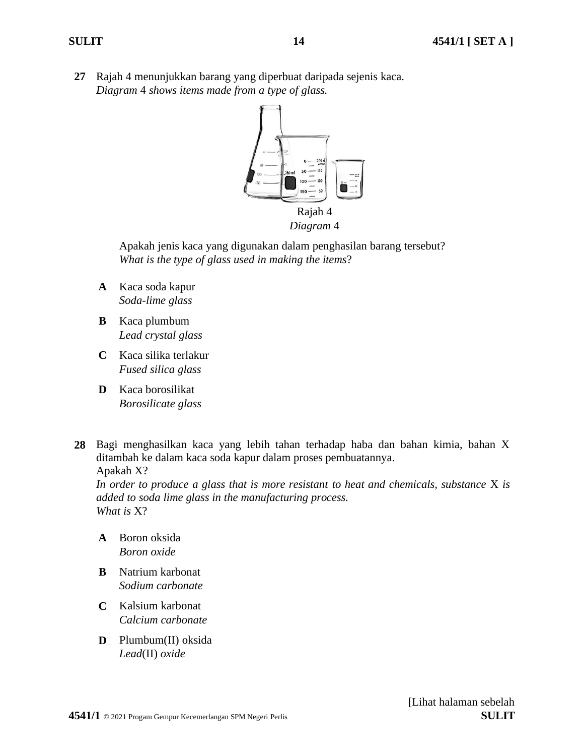**27** Rajah 4 menunjukkan barang yang diperbuat daripada sejenis kaca.
*Diagram* 4 *shows items made from a type of glass.*

Rajah 4
*Diagram* 4

Apakah jenis kaca yang digunakan dalam penghasilan barang tersebut?
*What is the type of glass used in making the items*?

**A** Kaca soda kapur
*Soda-lime glass*

**B** Kaca plumbum
*Lead crystal glass*

**C** Kaca silika terlakur
*Fused silica glass*

**D** Kaca borosilikat
*Borosilicate glass*

**28** Bagi menghasilkan kaca yang lebih tahan terhadap haba dan bahan kimia, bahan X ditambah ke dalam kaca soda kapur dalam proses pembuatannya.
Apakah X?
*In order to produce a glass that is more resistant to heat and chemicals, substance* X *is added to soda lime glass in the manufacturing process.*
*What is* X?

**A** Boron oksida
*Boron oxide*

**B** Natrium karbonat
*Sodium carbonate*

**C** Kalsium karbonat
*Calcium carbonate*

**D** Plumbum(II) oksida
*Lead*(II) *oxide*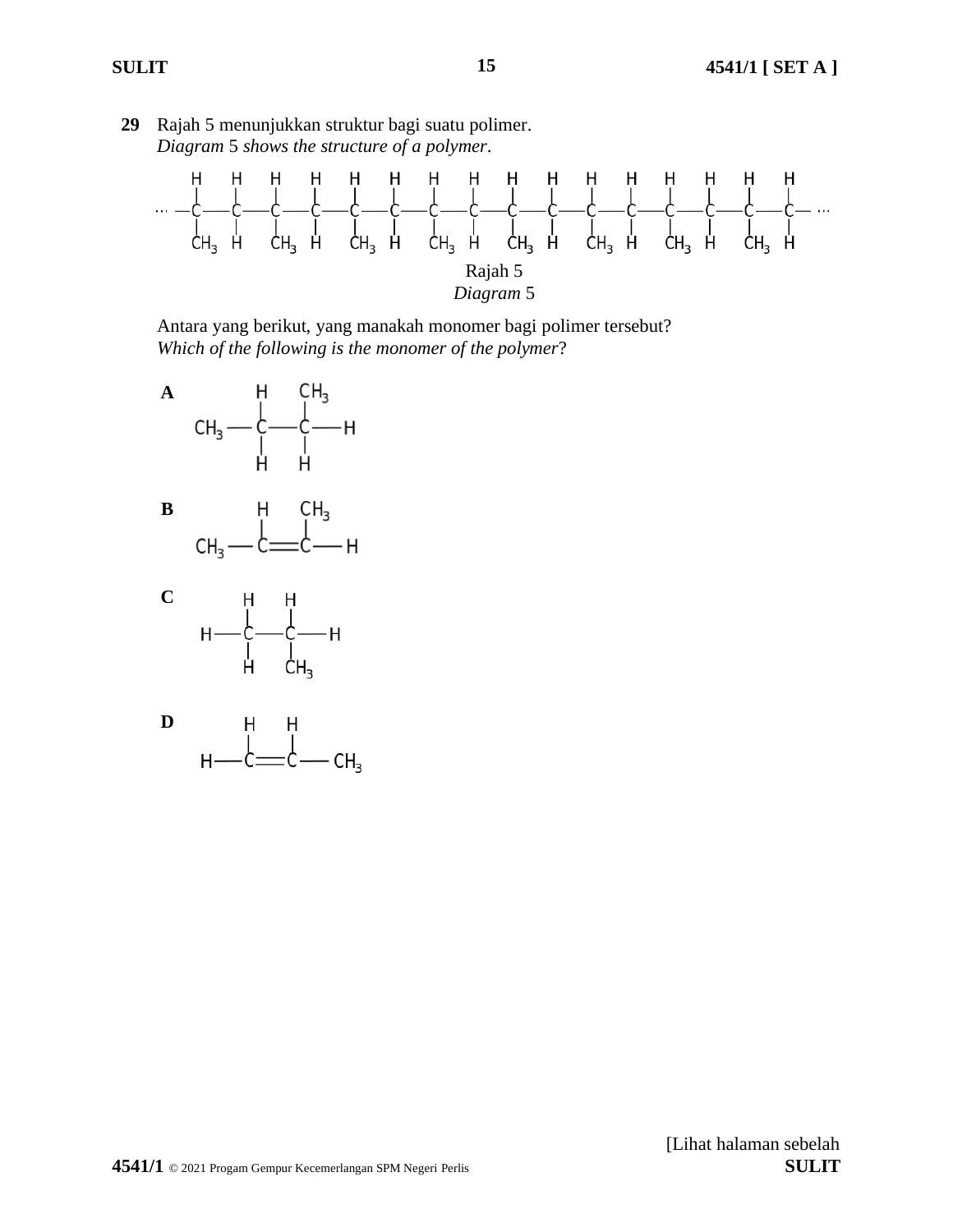**29** Rajah 5 menunjukkan struktur bagi suatu polimer.
*Diagram* 5 *shows the structure of a polymer*.

```
     H    H    H    H    H    H    H    H    H    H    H    H    H    H    H    H
     |    |    |    |    |    |    |    |    |    |    |    |    |    |    |    |
··· —C —— C —— C —— C —— C —— C —— C —— C —— C —— C —— C —— C —— C —— C —— C —— C— ···
     |    |    |    |    |    |    |    |    |    |    |    |    |    |    |    |
    CH3   H   CH3   H   CH3   H   CH3   H   CH3   H   CH3   H   CH3   H   CH3   H
```

Rajah 5
*Diagram* 5

Antara yang berikut, yang manakah monomer bagi polimer tersebut?
*Which of the following is the monomer of the polymer*?

**A**
```
          H    CH3
          |    |
  CH3 —— C —— C —— H
          |    |
          H    H
```

**B**
```
          H    CH3
          |    |
  CH3 —— C == C —— H
```

**C**
```
       H    H
       |    |
  H —— C —— C —— H
       |    |
       H    CH3
```

**D**
```
       H    H
       |    |
  H —— C == C —— CH3
```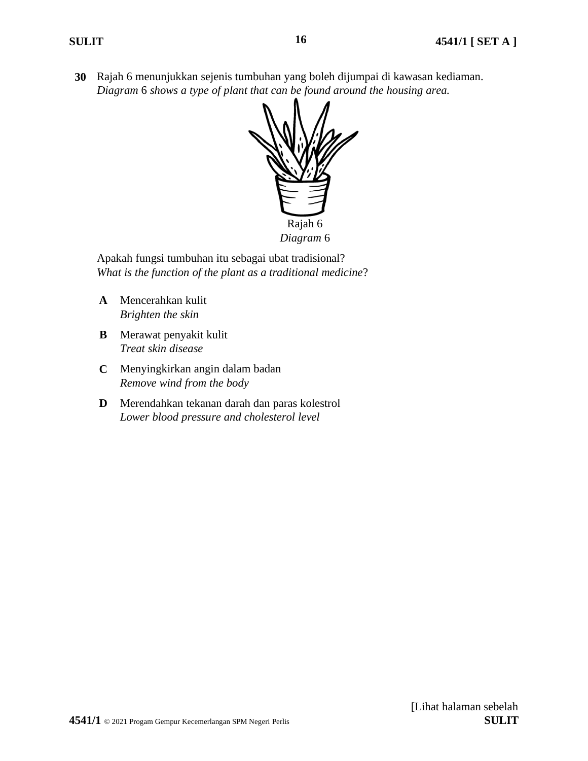**30** Rajah 6 menunjukkan sejenis tumbuhan yang boleh dijumpai di kawasan kediaman.
*Diagram* 6 *shows a type of plant that can be found around the housing area.*

Rajah 6
*Diagram* 6

Apakah fungsi tumbuhan itu sebagai ubat tradisional?
*What is the function of the plant as a traditional medicine*?

**A** Mencerahkan kulit
*Brighten the skin*

**B** Merawat penyakit kulit
*Treat skin disease*

**C** Menyingkirkan angin dalam badan
*Remove wind from the body*

**D** Merendahkan tekanan darah dan paras kolestrol
*Lower blood pressure and cholesterol level*

[Lihat halaman sebelah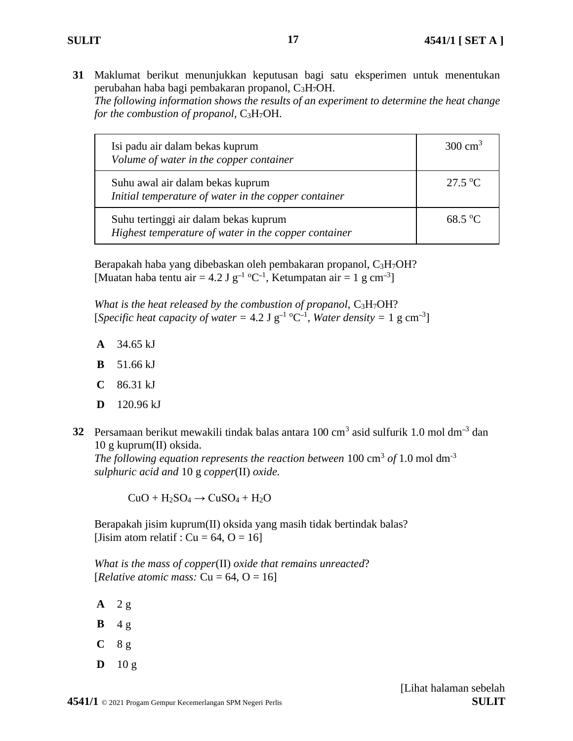**31** Maklumat berikut menunjukkan keputusan bagi satu eksperimen untuk menentukan perubahan haba bagi pembakaran propanol, $C_3H_7OH$.
*The following information shows the results of an experiment to determine the heat change for the combustion of propanol,* $C_3H_7OH$.

| | |
|---|---|
| Isi padu air dalam bekas kuprum<br>*Volume of water in the copper container* | 300 $cm^3$ |
| Suhu awal air dalam bekas kuprum<br>*Initial temperature of water in the copper container* | 27.5 $^oC$ |
| Suhu tertinggi air dalam bekas kuprum<br>*Highest temperature of water in the copper container* | 68.5 $^oC$ |

Berapakah haba yang dibebaskan oleh pembakaran propanol, $C_3H_7OH$?
[Muatan haba tentu air = 4.2 J $g^{-1}$ $^oC^{-1}$, Ketumpatan air = 1 g $cm^{-3}$]

*What is the heat released by the combustion of propanol,* $C_3H_7OH$?
[*Specific heat capacity of water* = 4.2 J $g^{-1}$ $^oC^{-1}$, *Water density* = 1 g $cm^{-3}$]

**A** 34.65 kJ

**B** 51.66 kJ

**C** 86.31 kJ

**D** 120.96 kJ

**32** Persamaan berikut mewakili tindak balas antara 100 $cm^3$ asid sulfurik 1.0 mol $dm^{-3}$ dan 10 g kuprum(II) oksida.
*The following equation represents the reaction between* 100 $cm^3$ *of* 1.0 mol $dm^{-3}$ *sulphuric acid and* 10 g *copper*(II) *oxide.*

$$CuO + H_2SO_4 \rightarrow CuSO_4 + H_2O$$

Berapakah jisim kuprum(II) oksida yang masih tidak bertindak balas?
[Jisim atom relatif : Cu = 64, O = 16]

*What is the mass of copper*(II) *oxide that remains unreacted*?
[*Relative atomic mass:* Cu = 64, O = 16]

**A** 2 g

**B** 4 g

**C** 8 g

**D** 10 g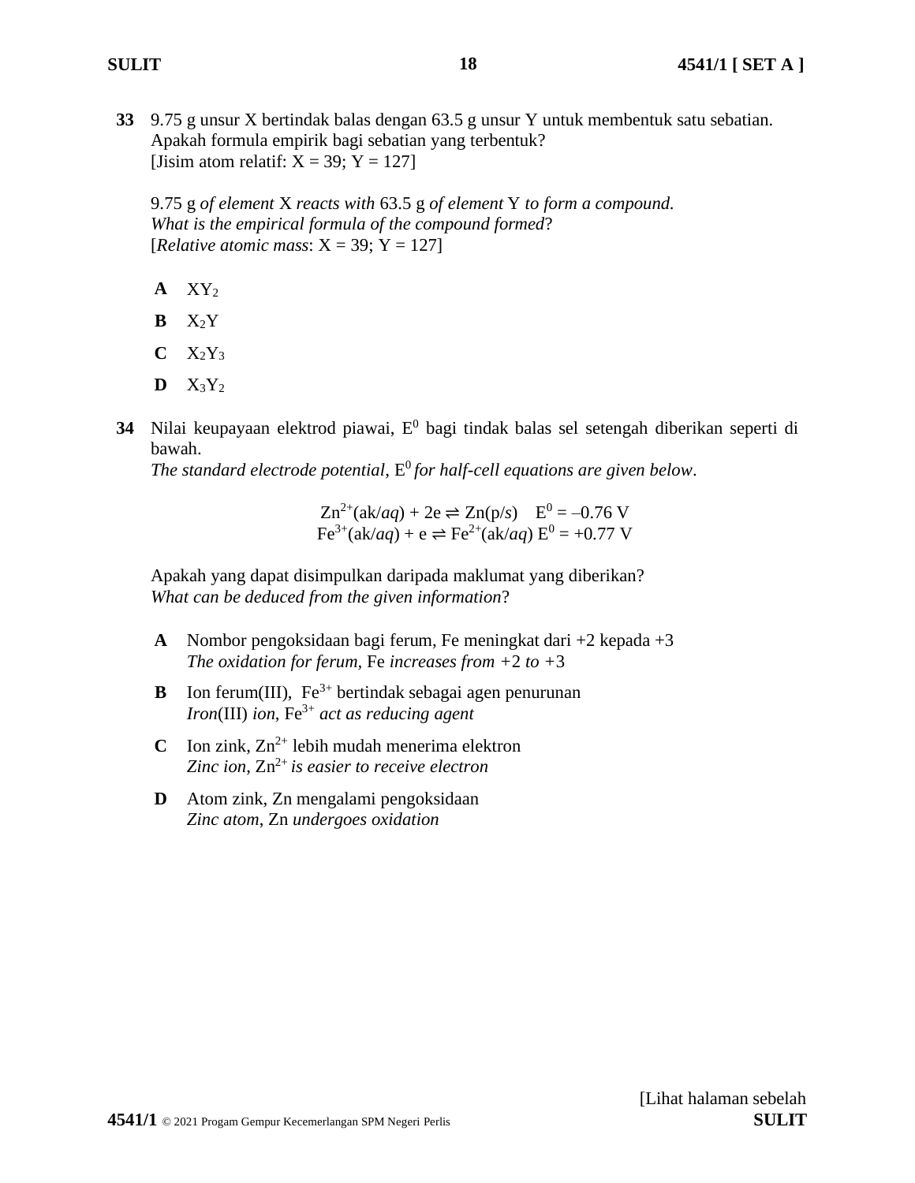**33** 9.75 g unsur X bertindak balas dengan 63.5 g unsur Y untuk membentuk satu sebatian. Apakah formula empirik bagi sebatian yang terbentuk?
[Jisim atom relatif: X = 39; Y = 127]

9.75 g *of element* X *reacts with* 63.5 g *of element* Y *to form a compound.*
*What is the empirical formula of the compound formed*?
[*Relative atomic mass*: X = 39; Y = 127]

**A** $XY_2$

**B** $X_2Y$

**C** $X_2Y_3$

**D** $X_3Y_2$

**34** Nilai keupayaan elektrod piawai, $E^0$ bagi tindak balas sel setengah diberikan seperti di bawah.
*The standard electrode potential*, $E^0$ *for half-cell equations are given below*.

$$Zn^{2+}(ak/aq) + 2e \rightleftharpoons Zn(p/s) \quad E^0 = -0.76 \text{ V}$$
$$Fe^{3+}(ak/aq) + e \rightleftharpoons Fe^{2+}(ak/aq) \; E^0 = +0.77 \text{ V}$$

Apakah yang dapat disimpulkan daripada maklumat yang diberikan?
*What can be deduced from the given information*?

**A** Nombor pengoksidaan bagi ferum, Fe meningkat dari +2 kepada +3
*The oxidation for ferum*, Fe *increases from* +2 *to* +3

**B** Ion ferum(III), $Fe^{3+}$ bertindak sebagai agen penurunan
*Iron*(III) *ion*, $Fe^{3+}$ *act as reducing agent*

**C** Ion zink, $Zn^{2+}$ lebih mudah menerima elektron
*Zinc ion*, $Zn^{2+}$ *is easier to receive electron*

**D** Atom zink, Zn mengalami pengoksidaan
*Zinc atom*, Zn *undergoes oxidation*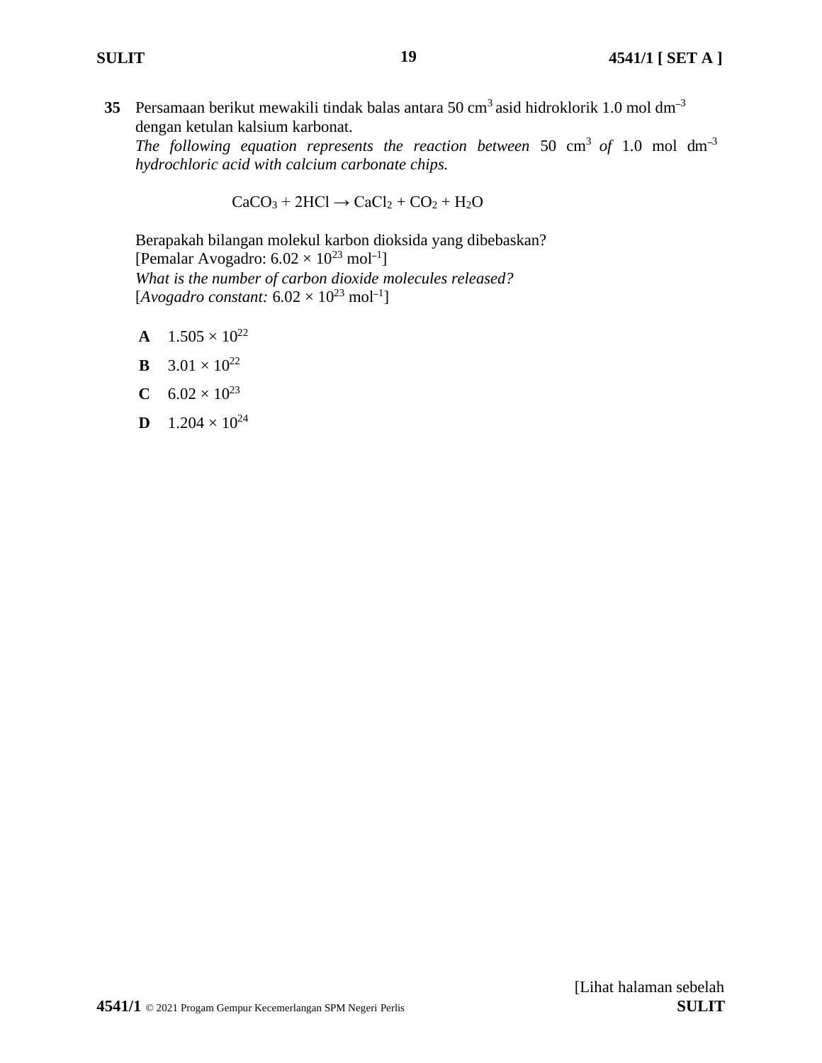**35** Persamaan berikut mewakili tindak balas antara 50 $cm^3$ asid hidroklorik 1.0 mol $dm^{-3}$ dengan ketulan kalsium karbonat.
*The following equation represents the reaction between* 50 $cm^3$ *of* 1.0 mol $dm^{-3}$ *hydrochloric acid with calcium carbonate chips.*

$$CaCO_3 + 2HCl \rightarrow CaCl_2 + CO_2 + H_2O$$

Berapakah bilangan molekul karbon dioksida yang dibebaskan?
[Pemalar Avogadro: $6.02 \times 10^{23}$ $mol^{-1}$]
*What is the number of carbon dioxide molecules released?*
[*Avogadro constant:* $6.02 \times 10^{23}$ $mol^{-1}$]

**A** $1.505 \times 10^{22}$

**B** $3.01 \times 10^{22}$

**C** $6.02 \times 10^{23}$

**D** $1.204 \times 10^{24}$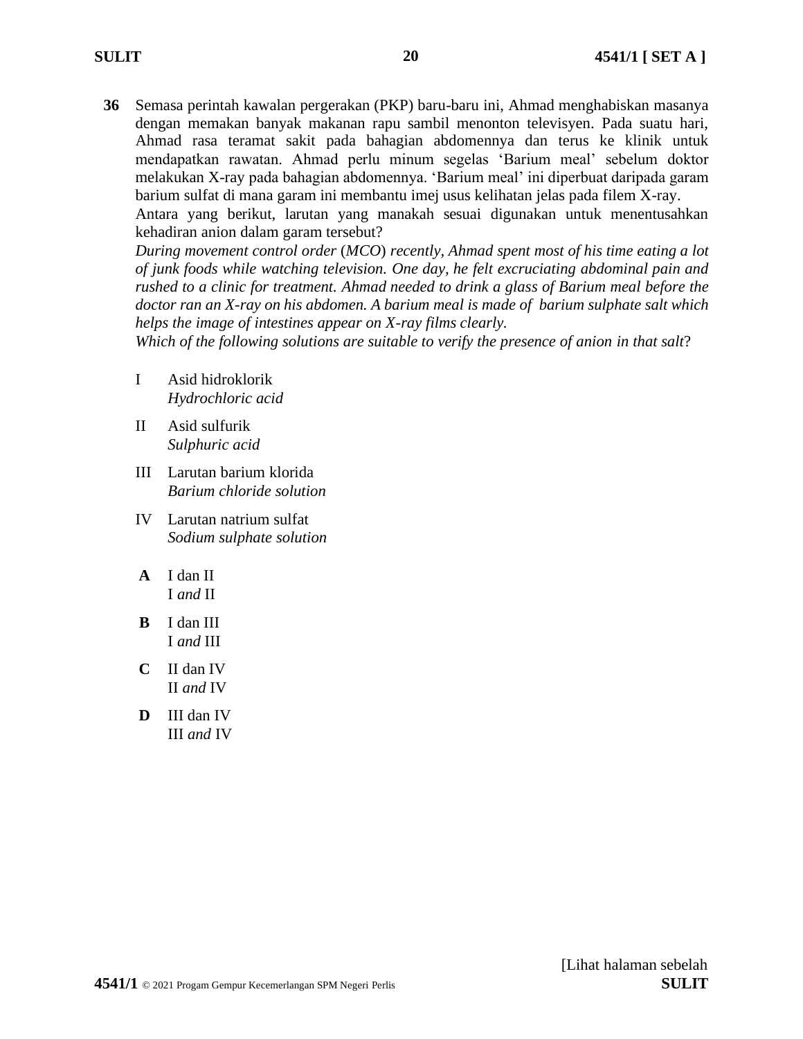**36** Semasa perintah kawalan pergerakan (PKP) baru-baru ini, Ahmad menghabiskan masanya dengan memakan banyak makanan rapu sambil menonton televisyen. Pada suatu hari, Ahmad rasa teramat sakit pada bahagian abdomennya dan terus ke klinik untuk mendapatkan rawatan. Ahmad perlu minum segelas 'Barium meal' sebelum doktor melakukan X-ray pada bahagian abdomennya. 'Barium meal' ini diperbuat daripada garam barium sulfat di mana garam ini membantu imej usus kelihatan jelas pada filem X-ray.
Antara yang berikut, larutan yang manakah sesuai digunakan untuk menentusahkan kehadiran anion dalam garam tersebut?
*During movement control order (MCO) recently, Ahmad spent most of his time eating a lot of junk foods while watching television. One day, he felt excruciating abdominal pain and rushed to a clinic for treatment. Ahmad needed to drink a glass of Barium meal before the doctor ran an X-ray on his abdomen. A barium meal is made of barium sulphate salt which helps the image of intestines appear on X-ray films clearly.*
*Which of the following solutions are suitable to verify the presence of anion in that salt*?

I Asid hidroklorik
*Hydrochloric acid*

II Asid sulfurik
*Sulphuric acid*

III Larutan barium klorida
*Barium chloride solution*

IV Larutan natrium sulfat
*Sodium sulphate solution*

**A** I dan II
I *and* II

**B** I dan III
I *and* III

**C** II dan IV
II *and* IV

**D** III dan IV
III *and* IV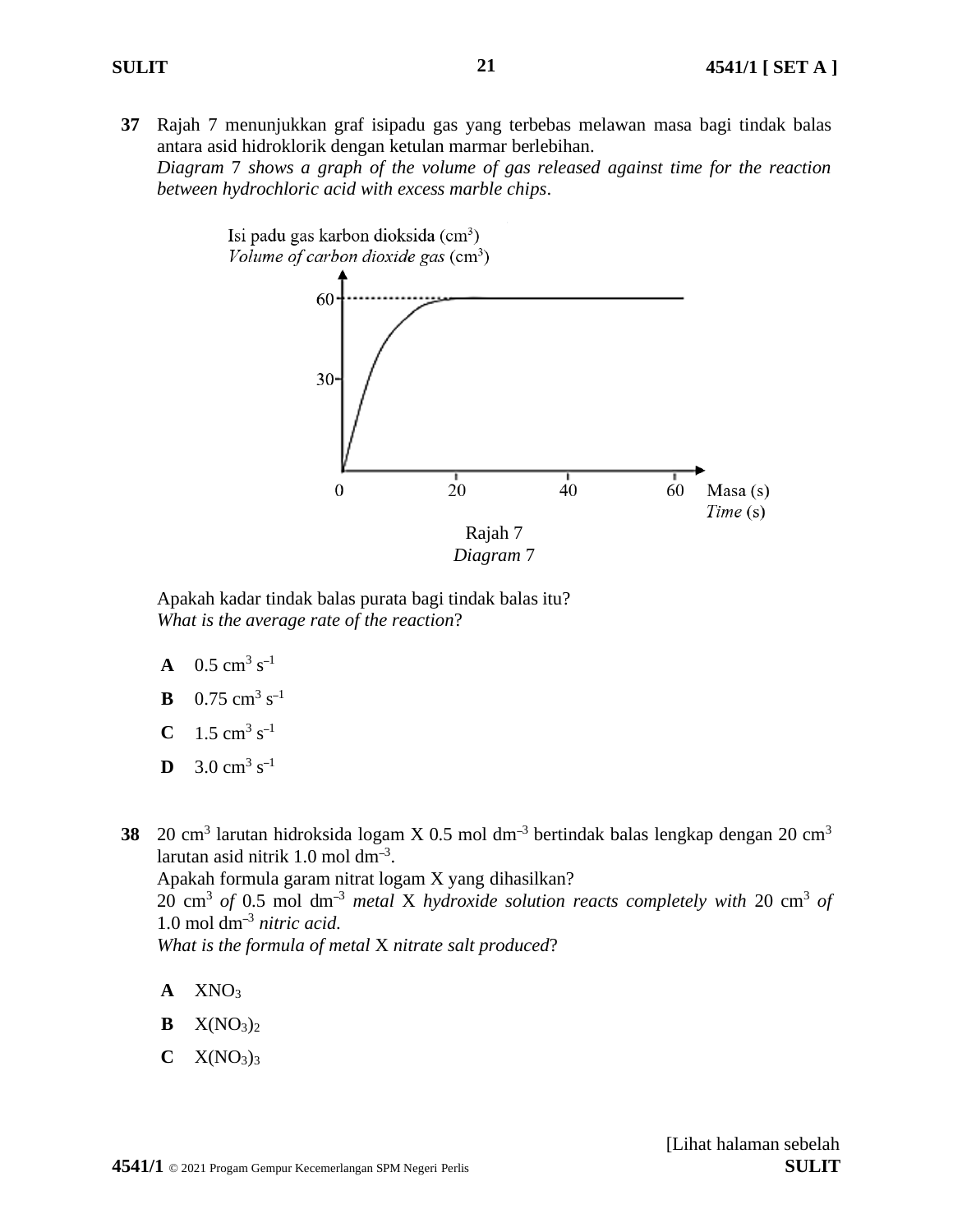**37** Rajah 7 menunjukkan graf isipadu gas yang terbebas melawan masa bagi tindak balas antara asid hidroklorik dengan ketulan marmar berlebihan.
*Diagram 7 shows a graph of the volume of gas released against time for the reaction between hydrochloric acid with excess marble chips.*

Rajah 7
*Diagram 7*

Apakah kadar tindak balas purata bagi tindak balas itu?
*What is the average rate of the reaction?*

**A** 0.5 $cm^3 s^{-1}$

**B** 0.75 $cm^3 s^{-1}$

**C** 1.5 $cm^3 s^{-1}$

**D** 3.0 $cm^3 s^{-1}$

**38** 20 $cm^3$ larutan hidroksida logam X 0.5 mol $dm^{-3}$ bertindak balas lengkap dengan 20 $cm^3$ larutan asid nitrik 1.0 mol $dm^{-3}$.
Apakah formula garam nitrat logam X yang dihasilkan?
20 $cm^3$ *of* 0.5 mol $dm^{-3}$ *metal* X *hydroxide solution reacts completely with* 20 $cm^3$ *of* 1.0 mol $dm^{-3}$ *nitric acid.*
*What is the formula of metal* X *nitrate salt produced?*

**A** $XNO_3$

**B** $X(NO_3)_2$

**C** $X(NO_3)_3$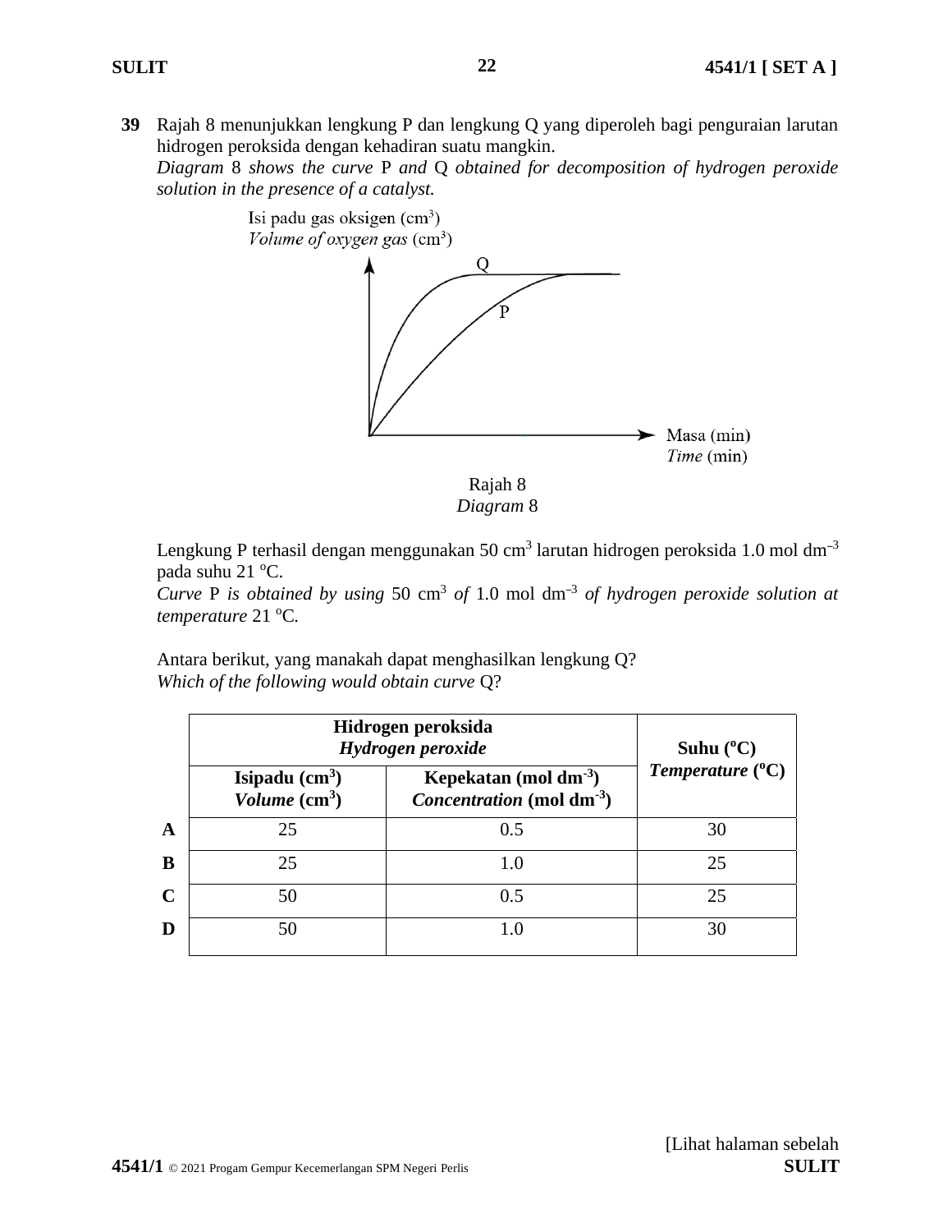**39** Rajah 8 menunjukkan lengkung P dan lengkung Q yang diperoleh bagi penguraian larutan hidrogen peroksida dengan kehadiran suatu mangkin.
*Diagram 8 shows the curve P and Q obtained for decomposition of hydrogen peroxide solution in the presence of a catalyst.*

Isi padu gas oksigen ($cm^3$)
*Volume of oxygen gas* ($cm^3$)

Q

P

Masa (min)
*Time* (min)

Rajah 8
*Diagram* 8

Lengkung P terhasil dengan menggunakan 50 $cm^3$ larutan hidrogen peroksida 1.0 mol $dm^{-3}$ pada suhu 21 $^oC$.
*Curve* P *is obtained by using* 50 $cm^3$ *of* 1.0 mol $dm^{-3}$ *of hydrogen peroxide solution at temperature* 21 $^oC$.

Antara berikut, yang manakah dapat menghasilkan lengkung Q?
*Which of the following would obtain curve* Q?

| | **Hidrogen peroksida** *Hydrogen peroxide* | | **Suhu ($^oC$)** ***Temperature*** **($^oC$)** |
|---|---|---|---|
| | **Isipadu ($cm^3$)** ***Volume*** **($cm^3$)** | **Kepekatan (mol $dm^{-3}$)** ***Concentration*** **(mol $dm^{-3}$)** | |
| **A** | 25 | 0.5 | 30 |
| **B** | 25 | 1.0 | 25 |
| **C** | 50 | 0.5 | 25 |
| **D** | 50 | 1.0 | 30 |

[Lihat halaman sebelah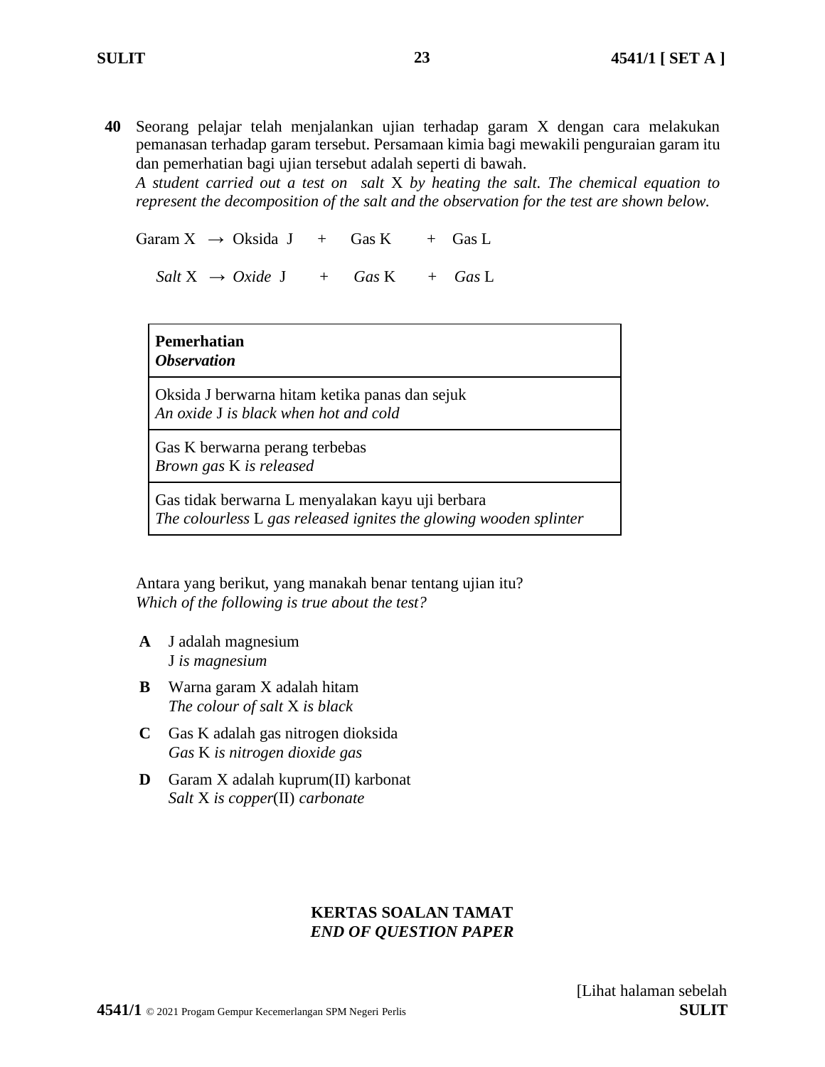**40** Seorang pelajar telah menjalankan ujian terhadap garam X dengan cara melakukan pemanasan terhadap garam tersebut. Persamaan kimia bagi mewakili penguraian garam itu dan pemerhatian bagi ujian tersebut adalah seperti di bawah.
*A student carried out a test on salt* X *by heating the salt. The chemical equation to represent the decomposition of the salt and the observation for the test are shown below.*

Garam X $\rightarrow$ Oksida J + Gas K + Gas L

*Salt* X $\rightarrow$ *Oxide* J + *Gas* K + *Gas* L

| **Pemerhatian**<br>***Observation*** |
|---|
| Oksida J berwarna hitam ketika panas dan sejuk<br>*An oxide* J *is black when hot and cold* |
| Gas K berwarna perang terbebas<br>*Brown gas* K *is released* |
| Gas tidak berwarna L menyalakan kayu uji berbara<br>*The colourless* L *gas released ignites the glowing wooden splinter* |

Antara yang berikut, yang manakah benar tentang ujian itu?
*Which of the following is true about the test?*

**A** J adalah magnesium
J *is magnesium*

**B** Warna garam X adalah hitam
*The colour of salt* X *is black*

**C** Gas K adalah gas nitrogen dioksida
*Gas* K *is nitrogen dioxide gas*

**D** Garam X adalah kuprum(II) karbonat
*Salt* X *is copper*(II) *carbonate*

**KERTAS SOALAN TAMAT**
***END OF QUESTION PAPER***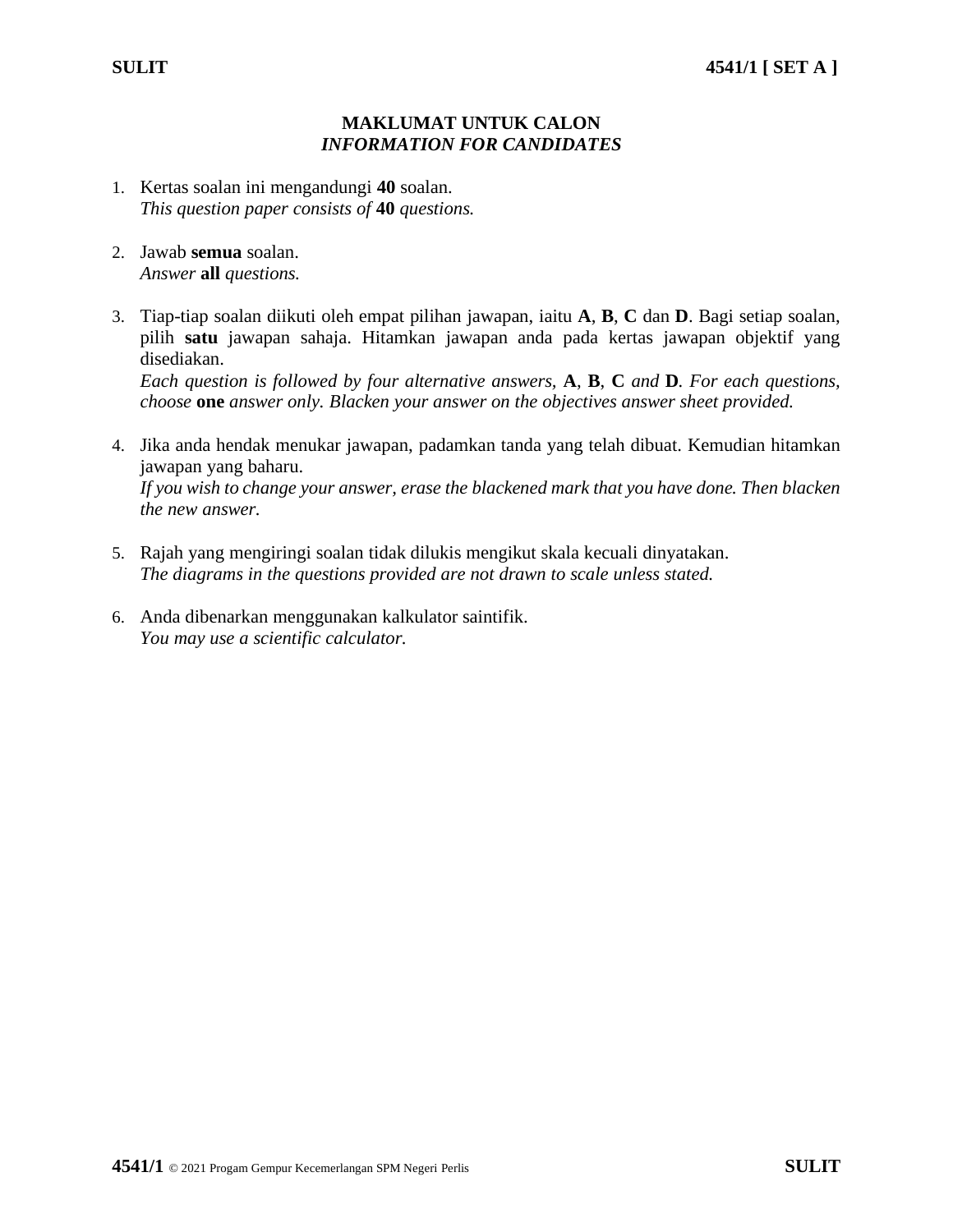## MAKLUMAT UNTUK CALON
### *INFORMATION FOR CANDIDATES*

1. Kertas soalan ini mengandungi **40** soalan.
   *This question paper consists of* **40** *questions.*

2. Jawab **semua** soalan.
   *Answer* **all** *questions.*

3. Tiap-tiap soalan diikuti oleh empat pilihan jawapan, iaitu **A**, **B**, **C** dan **D**. Bagi setiap soalan, pilih **satu** jawapan sahaja. Hitamkan jawapan anda pada kertas jawapan objektif yang disediakan.
   *Each question is followed by four alternative answers,* **A**, **B**, **C** *and* **D**. *For each questions, choose* **one** *answer only. Blacken your answer on the objectives answer sheet provided.*

4. Jika anda hendak menukar jawapan, padamkan tanda yang telah dibuat. Kemudian hitamkan jawapan yang baharu.
   *If you wish to change your answer, erase the blackened mark that you have done. Then blacken the new answer.*

5. Rajah yang mengiringi soalan tidak dilukis mengikut skala kecuali dinyatakan.
   *The diagrams in the questions provided are not drawn to scale unless stated.*

6. Anda dibenarkan menggunakan kalkulator saintifik.
   *You may use a scientific calculator.*